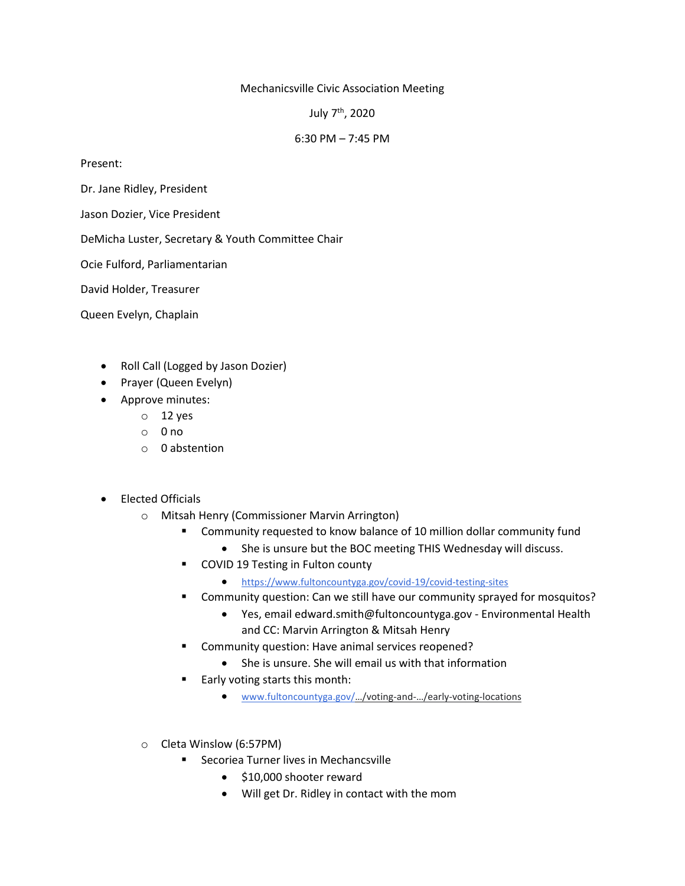Mechanicsville Civic Association Meeting

July 7th, 2020

6:30 PM – 7:45 PM

Present:

Dr. Jane Ridley, President

Jason Dozier, Vice President

DeMicha Luster, Secretary & Youth Committee Chair

Ocie Fulford, Parliamentarian

David Holder, Treasurer

Queen Evelyn, Chaplain

- Roll Call (Logged by Jason Dozier)
- Prayer (Queen Evelyn)
- Approve minutes:
  - 12 yes
  - 0 no
  - 0 abstention

- Elected Officials
  - Mitsah Henry (Commissioner Marvin Arrington)
    - Community requested to know balance of 10 million dollar community fund
      - She is unsure but the BOC meeting THIS Wednesday will discuss.
    - COVID 19 Testing in Fulton county
      - https://www.fultoncountyga.gov/covid-19/covid-testing-sites
    - Community question: Can we still have our community sprayed for mosquitos?
      - Yes, email edward.smith@fultoncountyga.gov - Environmental Health and CC: Marvin Arrington & Mitsah Henry
    - Community question: Have animal services reopened?
      - She is unsure. She will email us with that information
    - Early voting starts this month:
      - www.fultoncountyga.gov/…/voting-and-…/early-voting-locations

  - Cleta Winslow (6:57PM)
    - Secoriea Turner lives in Mechancsville
      - $10,000 shooter reward
      - Will get Dr. Ridley in contact with the mom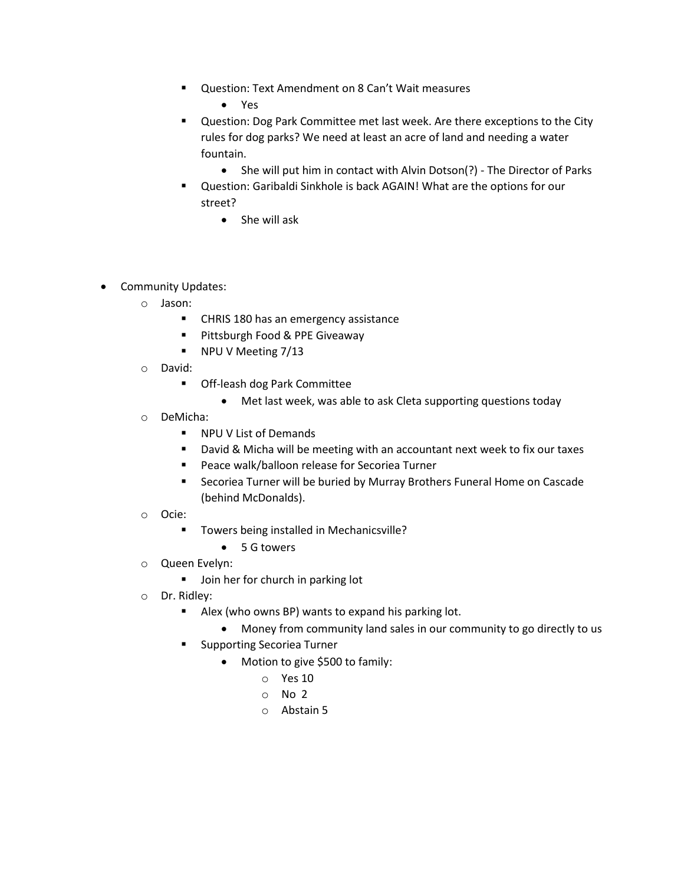- Question: Text Amendment on 8 Can't Wait measures
        - Yes
      - Question: Dog Park Committee met last week. Are there exceptions to the City rules for dog parks? We need at least an acre of land and needing a water fountain.
        - She will put him in contact with Alvin Dotson(?) - The Director of Parks
      - Question: Garibaldi Sinkhole is back AGAIN! What are the options for our street?
        - She will ask

- Community Updates:
  - Jason:
    - CHRIS 180 has an emergency assistance
    - Pittsburgh Food & PPE Giveaway
    - NPU V Meeting 7/13
  - David:
    - Off-leash dog Park Committee
      - Met last week, was able to ask Cleta supporting questions today
  - DeMicha:
    - NPU V List of Demands
    - David & Micha will be meeting with an accountant next week to fix our taxes
    - Peace walk/balloon release for Secoriea Turner
    - Secoriea Turner will be buried by Murray Brothers Funeral Home on Cascade (behind McDonalds).
  - Ocie:
    - Towers being installed in Mechanicsville?
      - 5 G towers
  - Queen Evelyn:
    - Join her for church in parking lot
  - Dr. Ridley:
    - Alex (who owns BP) wants to expand his parking lot.
      - Money from community land sales in our community to go directly to us
    - Supporting Secoriea Turner
      - Motion to give $500 to family:
        - Yes 10
        - No 2
        - Abstain 5